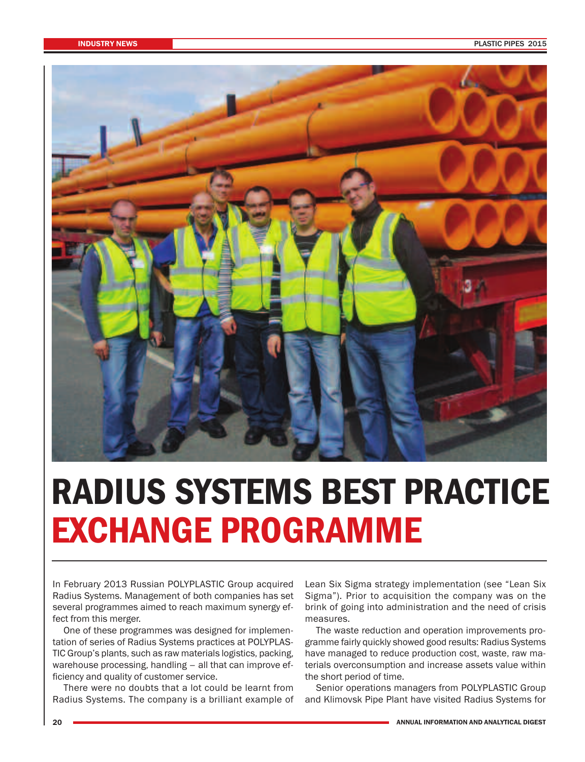# RADIUS SYSTEMS BEST PRACTICE EXCHANGE PROGRAMME

In February 2013 Russian POLYPLASTIC Group acquired Radius Systems. Management of both companies has set several programmes aimed to reach maximum synergy effect from this merger.

One of these programmes was designed for implementation of series of Radius Systems practices at POLYPLASTIC Group's plants, such as raw materials logistics, packing, warehouse processing, handling – all that can improve efficiency and quality of customer service.

There were no doubts that a lot could be learnt from Radius Systems. The company is a brilliant example of Lean Six Sigma strategy implementation (see "Lean Six Sigma"). Prior to acquisition the company was on the brink of going into administration and the need of crisis measures.

The waste reduction and operation improvements programme fairly quickly showed good results: Radius Systems have managed to reduce production cost, waste, raw materials overconsumption and increase assets value within the short period of time.

Senior operations managers from POLYPLASTIC Group and Klimovsk Pipe Plant have visited Radius Systems for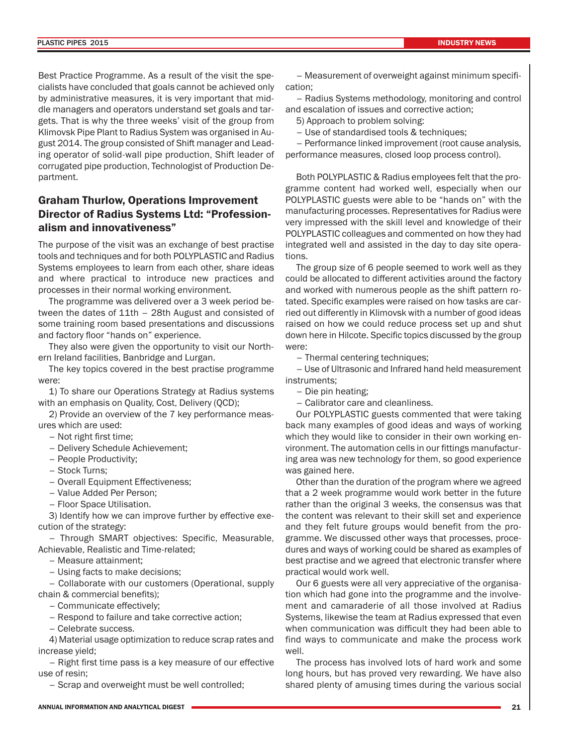Best Practice Programme. As a result of the visit the specialists have concluded that goals cannot be achieved only by administrative measures, it is very important that middle managers and operators understand set goals and targets. That is why the three weeks' visit of the group from Klimovsk Pipe Plant to Radius System was organised in August 2014. The group consisted of Shift manager and Leading operator of solid-wall pipe production, Shift leader of corrugated pipe production, Technologist of Production Department.

## Graham Thurlow, Operations Improvement Director of Radius Systems Ltd: "Professionalism and innovativeness"

The purpose of the visit was an exchange of best practise tools and techniques and for both POLYPLASTIC and Radius Systems employees to learn from each other, share ideas and where practical to introduce new practices and processes in their normal working environment.

The programme was delivered over a 3 week period between the dates of 11th – 28th August and consisted of some training room based presentations and discussions and factory floor "hands on" experience.

They also were given the opportunity to visit our Northern Ireland facilities, Banbridge and Lurgan.

The key topics covered in the best practise programme were:

1) To share our Operations Strategy at Radius systems with an emphasis on Quality, Cost, Delivery (QCD);

2) Provide an overview of the 7 key performance measures which are used:

– Not right first time;
– Delivery Schedule Achievement;
– People Productivity;
– Stock Turns;
– Overall Equipment Effectiveness;
– Value Added Per Person;
– Floor Space Utilisation.

3) Identify how we can improve further by effective execution of the strategy:

– Through SMART objectives: Specific, Measurable, Achievable, Realistic and Time-related;
– Measure attainment;
– Using facts to make decisions;
– Collaborate with our customers (Operational, supply chain & commercial benefits);
– Communicate effectively;
– Respond to failure and take corrective action;
– Celebrate success.

4) Material usage optimization to reduce scrap rates and increase yield;

– Right first time pass is a key measure of our effective use of resin;
– Scrap and overweight must be well controlled;
– Measurement of overweight against minimum specification;
– Radius Systems methodology, monitoring and control and escalation of issues and corrective action;

5) Approach to problem solving:

– Use of standardised tools & techniques;
– Performance linked improvement (root cause analysis, performance measures, closed loop process control).

Both POLYPLASTIC & Radius employees felt that the programme content had worked well, especially when our POLYPLASTIC guests were able to be "hands on" with the manufacturing processes. Representatives for Radius were very impressed with the skill level and knowledge of their POLYPLASTIC colleagues and commented on how they had integrated well and assisted in the day to day site operations.

The group size of 6 people seemed to work well as they could be allocated to different activities around the factory and worked with numerous people as the shift pattern rotated. Specific examples were raised on how tasks are carried out differently in Klimovsk with a number of good ideas raised on how we could reduce process set up and shut down here in Hilcote. Specific topics discussed by the group were:

– Thermal centering techniques;
– Use of Ultrasonic and Infrared hand held measurement instruments;
– Die pin heating;
– Calibrator care and cleanliness.

Our POLYPLASTIC guests commented that were taking back many examples of good ideas and ways of working which they would like to consider in their own working environment. The automation cells in our fittings manufacturing area was new technology for them, so good experience was gained here.

Other than the duration of the program where we agreed that a 2 week programme would work better in the future rather than the original 3 weeks, the consensus was that the content was relevant to their skill set and experience and they felt future groups would benefit from the programme. We discussed other ways that processes, procedures and ways of working could be shared as examples of best practise and we agreed that electronic transfer where practical would work well.

Our 6 guests were all very appreciative of the organisation which had gone into the programme and the involvement and camaraderie of all those involved at Radius Systems, likewise the team at Radius expressed that even when communication was difficult they had been able to find ways to communicate and make the process work well.

The process has involved lots of hard work and some long hours, but has proved very rewarding. We have also shared plenty of amusing times during the various social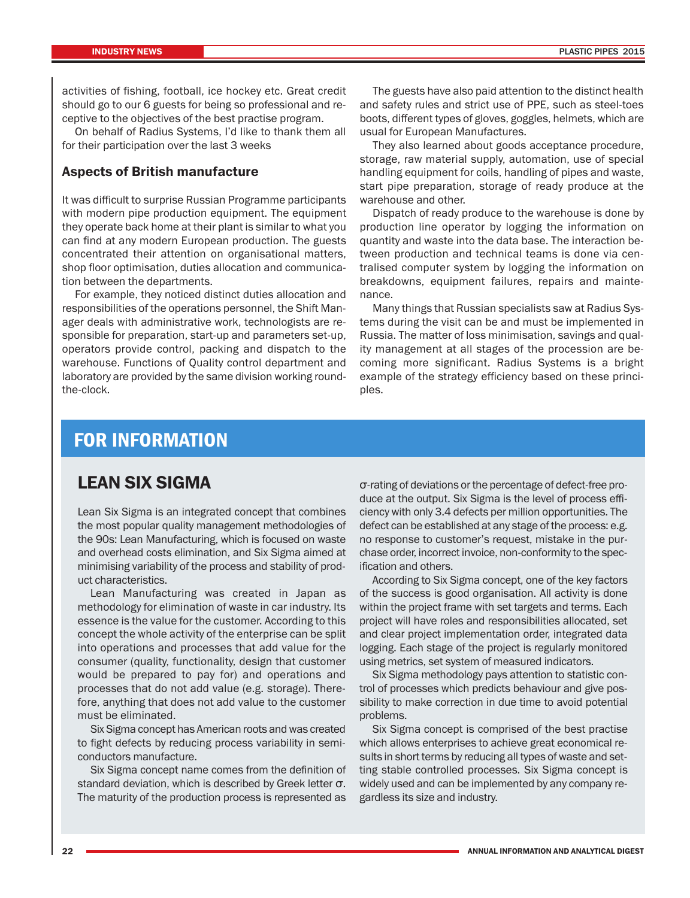activities of fishing, football, ice hockey etc. Great credit should go to our 6 guests for being so professional and receptive to the objectives of the best practise program.

On behalf of Radius Systems, I'd like to thank them all for their participation over the last 3 weeks

### Aspects of British manufacture

It was difficult to surprise Russian Programme participants with modern pipe production equipment. The equipment they operate back home at their plant is similar to what you can find at any modern European production. The guests concentrated their attention on organisational matters, shop floor optimisation, duties allocation and communication between the departments.

For example, they noticed distinct duties allocation and responsibilities of the operations personnel, the Shift Manager deals with administrative work, technologists are responsible for preparation, start-up and parameters set-up, operators provide control, packing and dispatch to the warehouse. Functions of Quality control department and laboratory are provided by the same division working round-the-clock.

The guests have also paid attention to the distinct health and safety rules and strict use of PPE, such as steel-toes boots, different types of gloves, goggles, helmets, which are usual for European Manufactures.

They also learned about goods acceptance procedure, storage, raw material supply, automation, use of special handling equipment for coils, handling of pipes and waste, start pipe preparation, storage of ready produce at the warehouse and other.

Dispatch of ready produce to the warehouse is done by production line operator by logging the information on quantity and waste into the data base. The interaction between production and technical teams is done via centralised computer system by logging the information on breakdowns, equipment failures, repairs and maintenance.

Many things that Russian specialists saw at Radius Systems during the visit can be and must be implemented in Russia. The matter of loss minimisation, savings and quality management at all stages of the procession are becoming more significant. Radius Systems is a bright example of the strategy efficiency based on these principles.

## FOR INFORMATION

## LEAN SIX SIGMA

Lean Six Sigma is an integrated concept that combines the most popular quality management methodologies of the 90s: Lean Manufacturing, which is focused on waste and overhead costs elimination, and Six Sigma aimed at minimising variability of the process and stability of product characteristics.

Lean Manufacturing was created in Japan as methodology for elimination of waste in car industry. Its essence is the value for the customer. According to this concept the whole activity of the enterprise can be split into operations and processes that add value for the consumer (quality, functionality, design that customer would be prepared to pay for) and operations and processes that do not add value (e.g. storage). Therefore, anything that does not add value to the customer must be eliminated.

Six Sigma concept has American roots and was created to fight defects by reducing process variability in semiconductors manufacture.

Six Sigma concept name comes from the definition of standard deviation, which is described by Greek letter σ. The maturity of the production process is represented as σ-rating of deviations or the percentage of defect-free produce at the output. Six Sigma is the level of process efficiency with only 3.4 defects per million opportunities. The defect can be established at any stage of the process: e.g. no response to customer's request, mistake in the purchase order, incorrect invoice, non-conformity to the specification and others.

According to Six Sigma concept, one of the key factors of the success is good organisation. All activity is done within the project frame with set targets and terms. Each project will have roles and responsibilities allocated, set and clear project implementation order, integrated data logging. Each stage of the project is regularly monitored using metrics, set system of measured indicators.

Six Sigma methodology pays attention to statistic control of processes which predicts behaviour and give possibility to make correction in due time to avoid potential problems.

Six Sigma concept is comprised of the best practise which allows enterprises to achieve great economical results in short terms by reducing all types of waste and setting stable controlled processes. Six Sigma concept is widely used and can be implemented by any company regardless its size and industry.